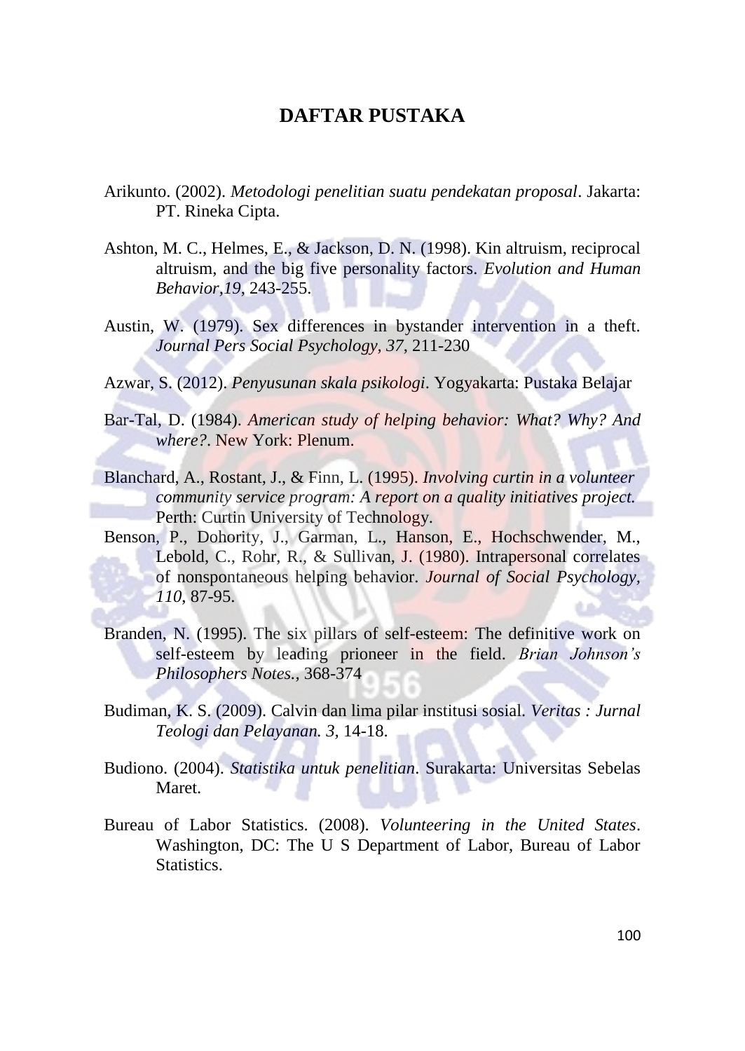# DAFTAR PUSTAKA

Arikunto. (2002). *Metodologi penelitian suatu pendekatan proposal*. Jakarta: PT. Rineka Cipta.

Ashton, M. C., Helmes, E., & Jackson, D. N. (1998). Kin altruism, reciprocal altruism, and the big five personality factors. *Evolution and Human Behavior,19*, 243-255.

Austin, W. (1979). Sex differences in bystander intervention in a theft. *Journal Pers Social Psychology, 37*, 211-230

Azwar, S. (2012). *Penyusunan skala psikologi*. Yogyakarta: Pustaka Belajar

Bar-Tal, D. (1984). *American study of helping behavior: What? Why? And where?*. New York: Plenum.

Blanchard, A., Rostant, J., & Finn, L. (1995). *Involving curtin in a volunteer community service program: A report on a quality initiatives project.* Perth: Curtin University of Technology.

Benson, P., Dohority, J., Garman, L., Hanson, E., Hochschwender, M., Lebold, C., Rohr, R., & Sullivan, J. (1980). Intrapersonal correlates of nonspontaneous helping behavior. *Journal of Social Psychology, 110*, 87-95.

Branden, N. (1995). The six pillars of self-esteem: The definitive work on self-esteem by leading prioneer in the field. *Brian Johnson's Philosophers Notes.*, 368-374

Budiman, K. S. (2009). Calvin dan lima pilar institusi sosial. *Veritas : Jurnal Teologi dan Pelayanan. 3*, 14-18.

Budiono. (2004). *Statistika untuk penelitian*. Surakarta: Universitas Sebelas Maret.

Bureau of Labor Statistics. (2008). *Volunteering in the United States*. Washington, DC: The U S Department of Labor, Bureau of Labor Statistics.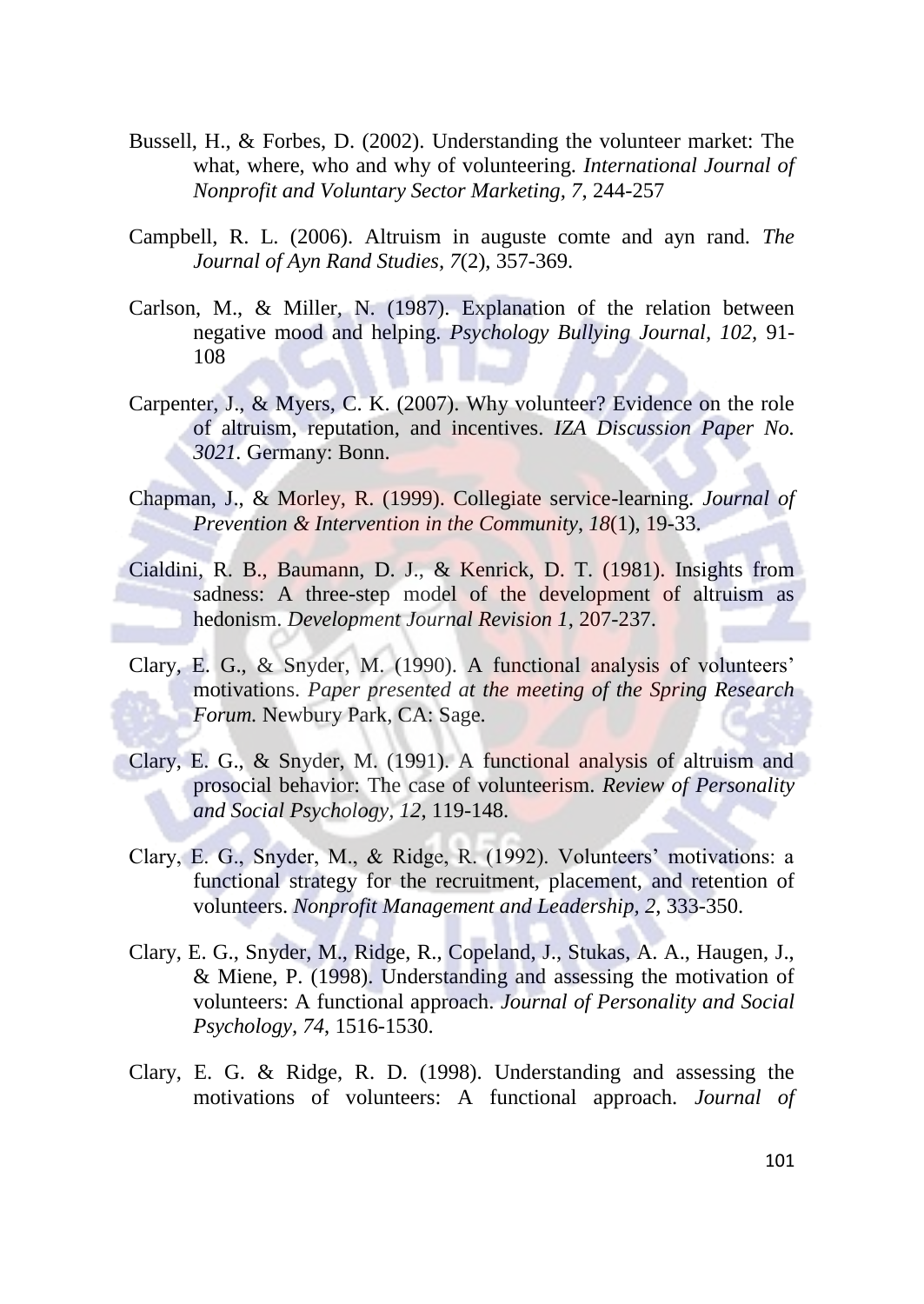Bussell, H., & Forbes, D. (2002). Understanding the volunteer market: The what, where, who and why of volunteering. *International Journal of Nonprofit and Voluntary Sector Marketing*, *7*, 244-257

Campbell, R. L. (2006). Altruism in auguste comte and ayn rand. *The Journal of Ayn Rand Studies*, *7*(2), 357-369.

Carlson, M., & Miller, N. (1987). Explanation of the relation between negative mood and helping. *Psychology Bullying Journal*, *102*, 91-108

Carpenter, J., & Myers, C. K. (2007). Why volunteer? Evidence on the role of altruism, reputation, and incentives. *IZA Discussion Paper No. 3021*. Germany: Bonn.

Chapman, J., & Morley, R. (1999). Collegiate service-learning. *Journal of Prevention & Intervention in the Community*, *18*(1), 19-33.

Cialdini, R. B., Baumann, D. J., & Kenrick, D. T. (1981). Insights from sadness: A three-step model of the development of altruism as hedonism. *Development Journal Revision 1*, 207-237.

Clary, E. G., & Snyder, M. (1990). A functional analysis of volunteers' motivations. *Paper presented at the meeting of the Spring Research Forum.* Newbury Park, CA: Sage.

Clary, E. G., & Snyder, M. (1991). A functional analysis of altruism and prosocial behavior: The case of volunteerism. *Review of Personality and Social Psychology*, *12*, 119-148.

Clary, E. G., Snyder, M., & Ridge, R. (1992). Volunteers' motivations: a functional strategy for the recruitment, placement, and retention of volunteers. *Nonprofit Management and Leadership, 2*, 333-350.

Clary, E. G., Snyder, M., Ridge, R., Copeland, J., Stukas, A. A., Haugen, J., & Miene, P. (1998). Understanding and assessing the motivation of volunteers: A functional approach. *Journal of Personality and Social Psychology*, *74*, 1516-1530.

Clary, E. G. & Ridge, R. D. (1998). Understanding and assessing the motivations of volunteers: A functional approach. *Journal of*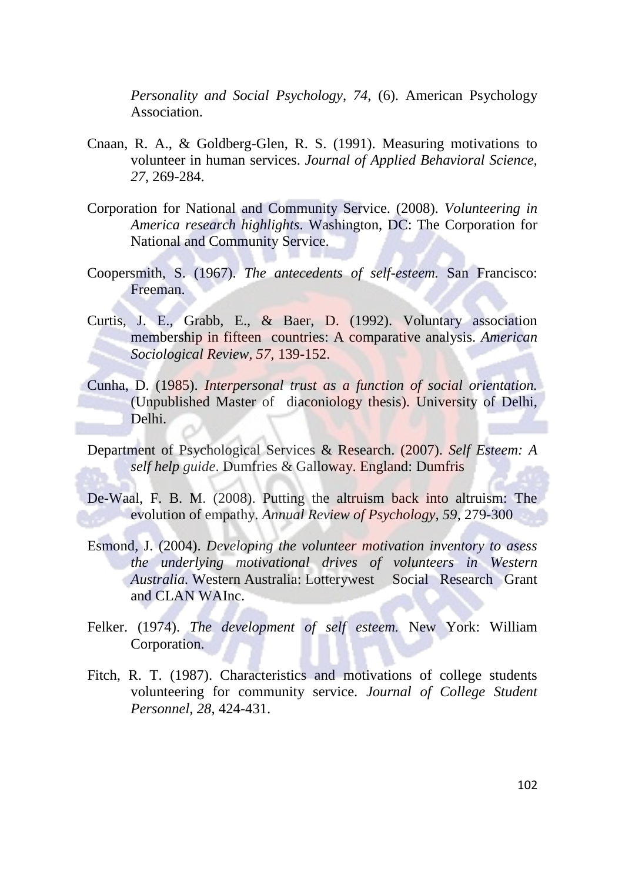*Personality and Social Psychology*, *74*, (6). American Psychology Association.

Cnaan, R. A., & Goldberg-Glen, R. S. (1991). Measuring motivations to volunteer in human services. *Journal of Applied Behavioral Science, 27*, 269-284.

Corporation for National and Community Service. (2008). *Volunteering in America research highlights*. Washington, DC: The Corporation for National and Community Service.

Coopersmith, S. (1967). *The antecedents of self-esteem.* San Francisco: Freeman.

Curtis, J. E., Grabb, E., & Baer, D. (1992). Voluntary association membership in fifteen countries: A comparative analysis. *American Sociological Review, 57*, 139-152.

Cunha, D. (1985). *Interpersonal trust as a function of social orientation.* (Unpublished Master of diaconiology thesis). University of Delhi, Delhi.

Department of Psychological Services & Research. (2007). *Self Esteem: A self help guide*. Dumfries & Galloway. England: Dumfris

De-Waal, F. B. M. (2008). Putting the altruism back into altruism: The evolution of empathy. *Annual Review of Psychology, 59*, 279-300

Esmond, J. (2004). *Developing the volunteer motivation inventory to asess the underlying motivational drives of volunteers in Western Australia*. Western Australia: Lotterywest Social Research Grant and CLAN WAInc.

Felker. (1974). *The development of self esteem.* New York: William Corporation.

Fitch, R. T. (1987). Characteristics and motivations of college students volunteering for community service. *Journal of College Student Personnel, 28*, 424-431.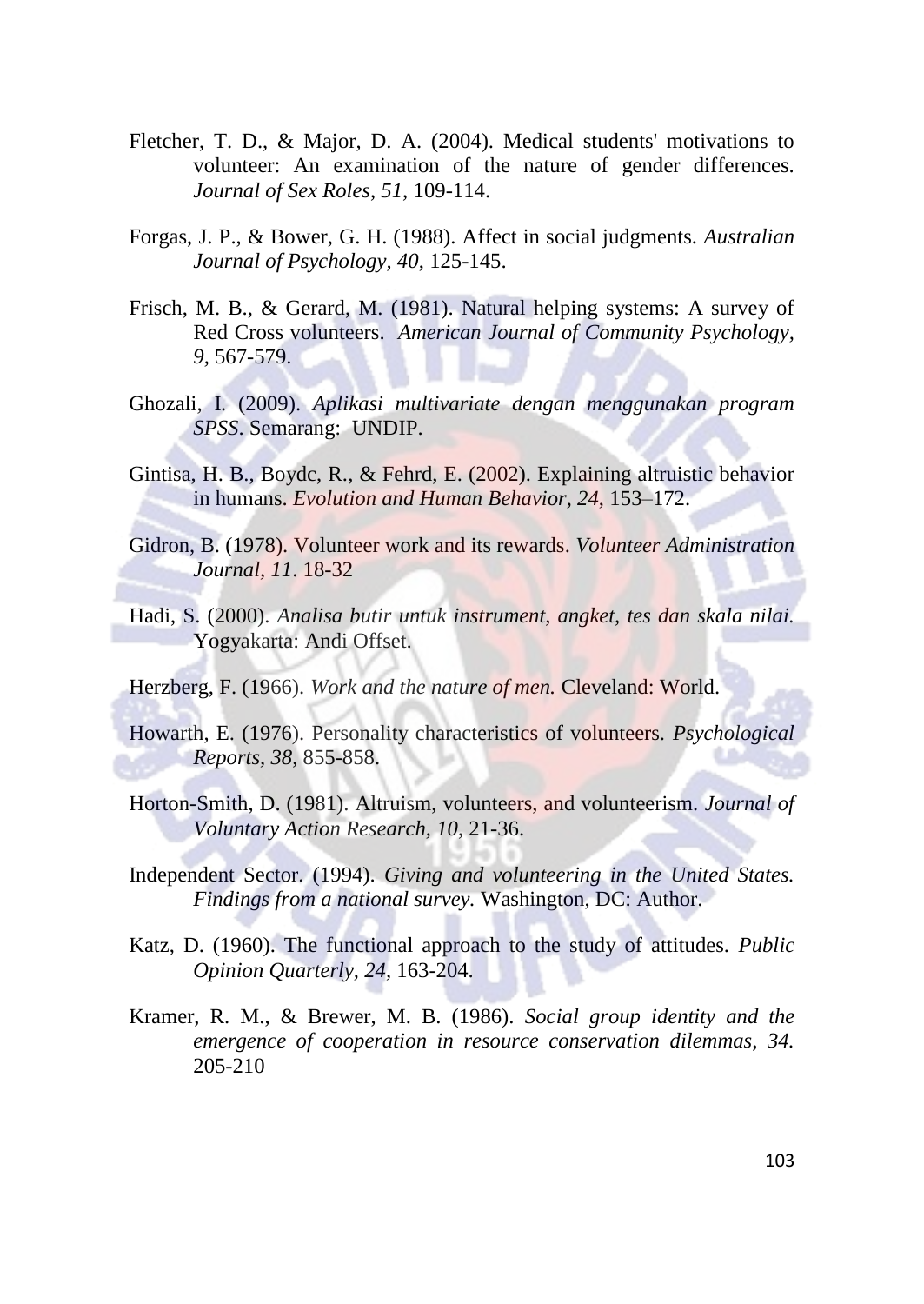Fletcher, T. D., & Major, D. A. (2004). Medical students' motivations to volunteer: An examination of the nature of gender differences. *Journal of Sex Roles*, *51*, 109-114.

Forgas, J. P., & Bower, G. H. (1988). Affect in social judgments. *Australian Journal of Psychology, 40*, 125-145.

Frisch, M. B., & Gerard, M. (1981). Natural helping systems: A survey of Red Cross volunteers. *American Journal of Community Psychology, 9*, 567-579.

Ghozali, I. (2009). *Aplikasi multivariate dengan menggunakan program SPSS*. Semarang: UNDIP.

Gintisa, H. B., Boydc, R., & Fehrd, E. (2002). Explaining altruistic behavior in humans. *Evolution and Human Behavior, 24*, 153–172.

Gidron, B. (1978). Volunteer work and its rewards. *Volunteer Administration Journal, 11*. 18-32

Hadi, S. (2000). *Analisa butir untuk instrument, angket, tes dan skala nilai*. Yogyakarta: Andi Offset.

Herzberg, F. (1966). *Work and the nature of men.* Cleveland: World.

Howarth, E. (1976). Personality characteristics of volunteers. *Psychological Reports, 38*, 855-858.

Horton-Smith, D. (1981). Altruism, volunteers, and volunteerism. *Journal of Voluntary Action Research, 10*, 21-36.

Independent Sector. (1994). *Giving and volunteering in the United States. Findings from a national survey.* Washington, DC: Author.

Katz, D. (1960). The functional approach to the study of attitudes. *Public Opinion Quarterly, 24*, 163-204.

Kramer, R. M., & Brewer, M. B. (1986). *Social group identity and the emergence of cooperation in resource conservation dilemmas, 34.* 205-210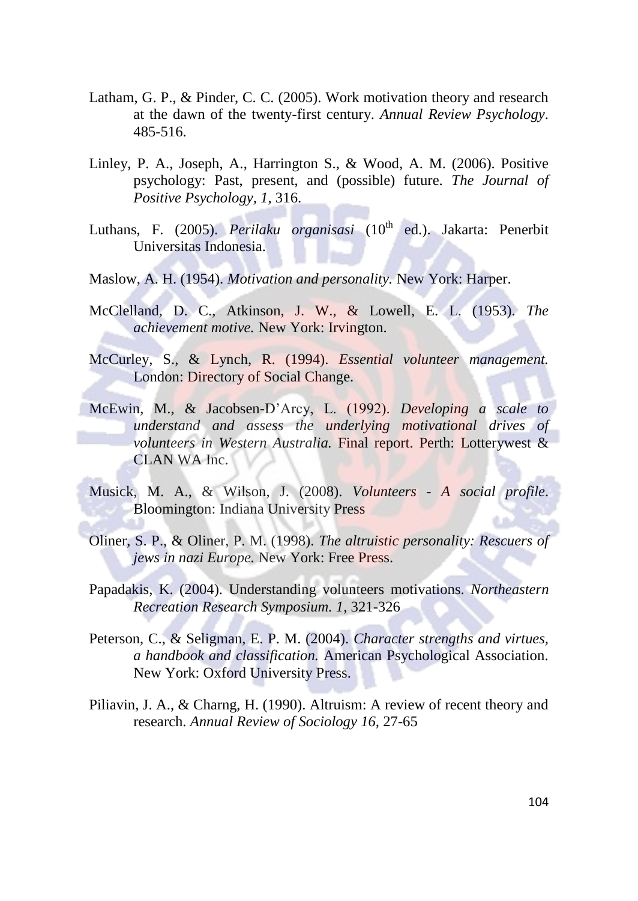Latham, G. P., & Pinder, C. C. (2005). Work motivation theory and research at the dawn of the twenty-first century. *Annual Review Psychology*. 485-516.

Linley, P. A., Joseph, A., Harrington S., & Wood, A. M. (2006). Positive psychology: Past, present, and (possible) future. *The Journal of Positive Psychology, 1*, 316.

Luthans, F. (2005). *Perilaku organisasi* (10th ed.). Jakarta: Penerbit Universitas Indonesia.

Maslow, A. H. (1954). *Motivation and personality.* New York: Harper.

McClelland, D. C., Atkinson, J. W., & Lowell, E. L. (1953). *The achievement motive.* New York: Irvington.

McCurley, S., & Lynch, R. (1994). *Essential volunteer management.* London: Directory of Social Change.

McEwin, M., & Jacobsen-D'Arcy, L. (1992). *Developing a scale to understand and assess the underlying motivational drives of volunteers in Western Australia.* Final report. Perth: Lotterywest & CLAN WA Inc.

Musick, M. A., & Wilson, J. (2008). *Volunteers - A social profile*. Bloomington: Indiana University Press

Oliner, S. P., & Oliner, P. M. (1998). *The altruistic personality: Rescuers of jews in nazi Europe.* New York: Free Press.

Papadakis, K. (2004). Understanding volunteers motivations. *Northeastern Recreation Research Symposium. 1*, 321-326

Peterson, C., & Seligman, E. P. M. (2004). *Character strengths and virtues, a handbook and classification.* American Psychological Association. New York: Oxford University Press.

Piliavin, J. A., & Charng, H. (1990). Altruism: A review of recent theory and research. *Annual Review of Sociology 16*, 27-65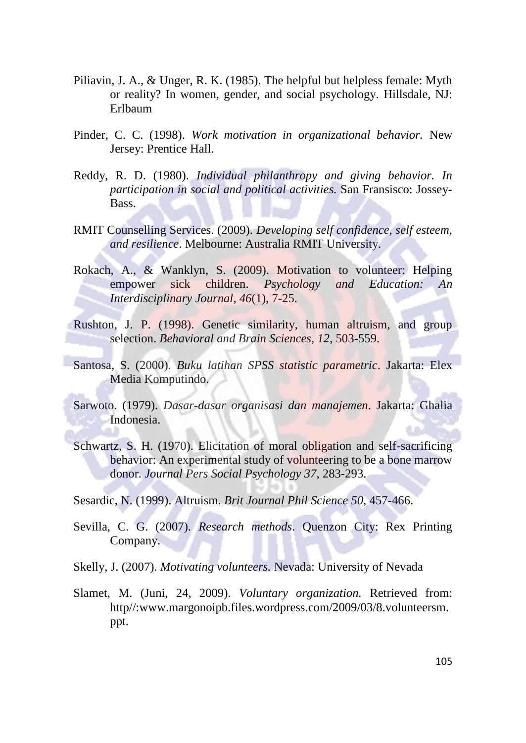Piliavin, J. A., & Unger, R. K. (1985). The helpful but helpless female: Myth or reality? In women, gender, and social psychology. Hillsdale, NJ: Erlbaum

Pinder, C. C. (1998). *Work motivation in organizational behavior*. New Jersey: Prentice Hall.

Reddy, R. D. (1980). *Individual philanthropy and giving behavior. In participation in social and political activities.* San Fransisco: Jossey-Bass.

RMIT Counselling Services. (2009). *Developing self confidence, self esteem, and resilience*. Melbourne: Australia RMIT University.

Rokach, A., & Wanklyn, S. (2009). Motivation to volunteer: Helping empower sick children. *Psychology and Education: An Interdisciplinary Journal, 46*(1), 7-25.

Rushton, J. P. (1998). Genetic similarity, human altruism, and group selection. *Behavioral and Brain Sciences, 12*, 503-559.

Santosa, S. (2000). *Buku latihan SPSS statistic parametric*. Jakarta: Elex Media Komputindo.

Sarwoto. (1979). *Dasar-dasar organisasi dan manajemen*. Jakarta: Ghalia Indonesia.

Schwartz, S. H. (1970). Elicitation of moral obligation and self-sacrificing behavior: An experimental study of volunteering to be a bone marrow donor. *Journal Pers Social Psychology 37*, 283-293.

Sesardic, N. (1999). Altruism. *Brit Journal Phil Science 50*, 457-466.

Sevilla, C. G. (2007). *Research methods*. Quenzon City: Rex Printing Company.

Skelly, J. (2007). *Motivating volunteers.* Nevada: University of Nevada

Slamet, M. (Juni, 24, 2009). *Voluntary organization.* Retrieved from: http//:www.margonoipb.files.wordpress.com/2009/03/8.volunteersm.ppt.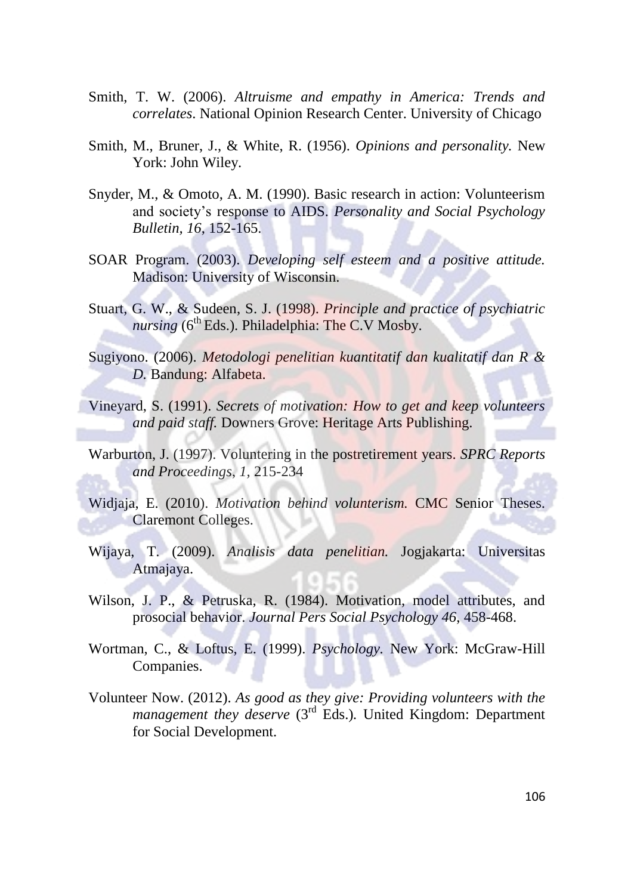Smith, T. W. (2006). *Altruisme and empathy in America: Trends and correlates*. National Opinion Research Center. University of Chicago

Smith, M., Bruner, J., & White, R. (1956). *Opinions and personality.* New York: John Wiley.

Snyder, M., & Omoto, A. M. (1990). Basic research in action: Volunteerism and society's response to AIDS. *Personality and Social Psychology Bulletin, 16,* 152-165.

SOAR Program. (2003). *Developing self esteem and a positive attitude.* Madison: University of Wisconsin.

Stuart, G. W., & Sudeen, S. J. (1998). *Principle and practice of psychiatric nursing* (6th Eds.). Philadelphia: The C.V Mosby.

Sugiyono. (2006). *Metodologi penelitian kuantitatif dan kualitatif dan R & D.* Bandung: Alfabeta.

Vineyard, S. (1991). *Secrets of motivation: How to get and keep volunteers and paid staff.* Downers Grove: Heritage Arts Publishing.

Warburton, J. (1997). Voluntering in the postretirement years. *SPRC Reports and Proceedings, 1,* 215-234

Widjaja, E. (2010). *Motivation behind volunterism.* CMC Senior Theses. Claremont Colleges.

Wijaya, T. (2009). *Analisis data penelitian.* Jogjakarta: Universitas Atmajaya.

Wilson, J. P., & Petruska, R. (1984). Motivation, model attributes, and prosocial behavior. *Journal Pers Social Psychology 46*, 458-468.

Wortman, C., & Loftus, E. (1999). *Psychology.* New York: McGraw-Hill Companies.

Volunteer Now. (2012). *As good as they give: Providing volunteers with the management they deserve* (3rd Eds.)*.* United Kingdom: Department for Social Development.